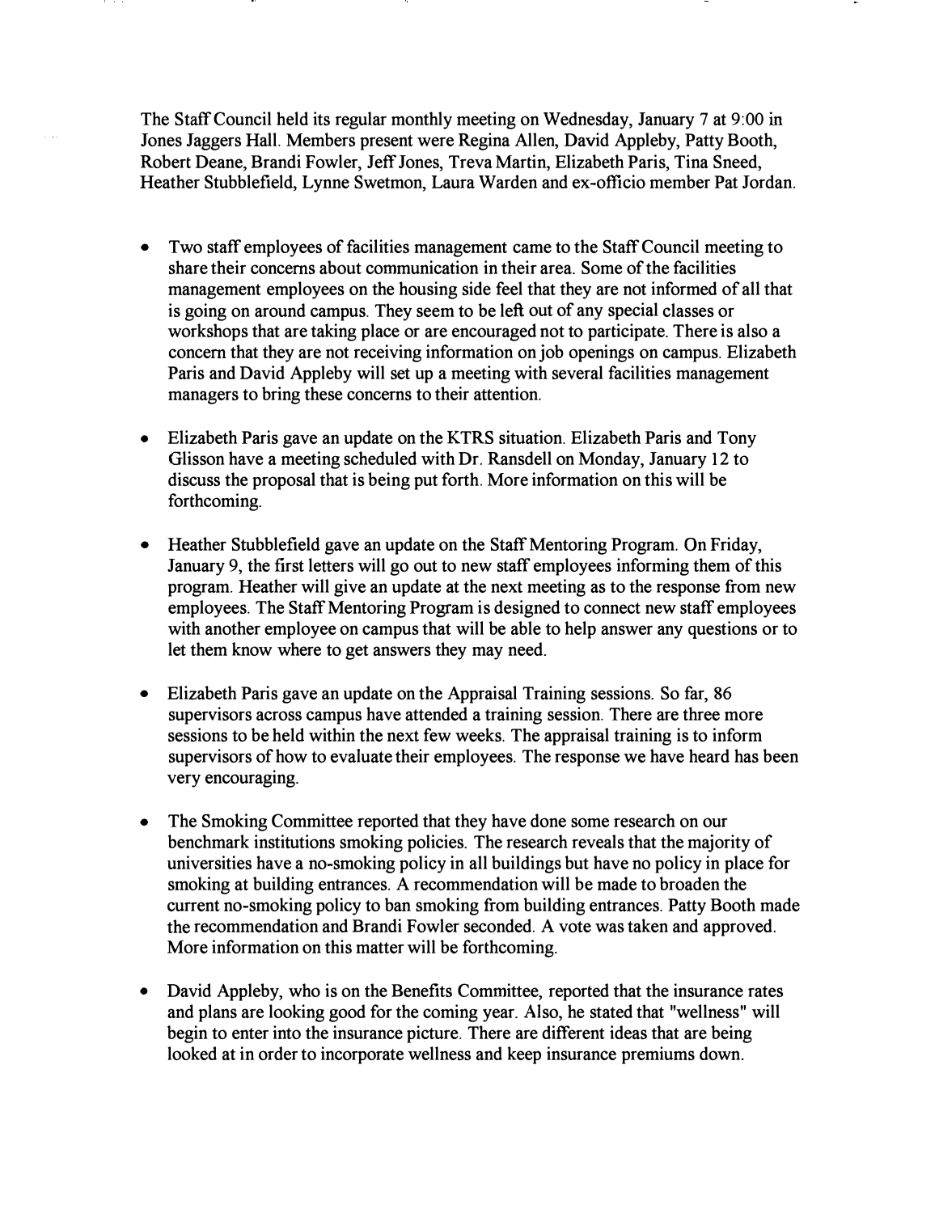The Staff Council held its regular monthly meeting on Wednesday, January 7 at 9:00 in Jones Jaggers Hall. Members present were Regina Allen, David Appleby, Patty Booth, Robert Deane, Brandi Fowler, Jeff Jones, Treva Martin, Elizabeth Paris, Tina Sneed, Heather Stubblefield, Lynne Swetmon, Laura Warden and ex-officio member Pat Jordan.

- Two staff employees of facilities management came to the Staff Council meeting to share their concerns about communication in their area. Some of the facilities management employees on the housing side feel that they are not informed of all that is going on around campus. They seem to be left out of any special classes or workshops that are taking place or are encouraged not to participate. There is also a concern that they are not receiving information on job openings on campus. Elizabeth Paris and David Appleby will set up a meeting with several facilities management managers to bring these concerns to their attention.

- Elizabeth Paris gave an update on the KTRS situation. Elizabeth Paris and Tony Glisson have a meeting scheduled with Dr. Ransdell on Monday, January 12 to discuss the proposal that is being put forth. More information on this will be forthcoming.

- Heather Stubblefield gave an update on the Staff Mentoring Program. On Friday, January 9, the first letters will go out to new staff employees informing them of this program. Heather will give an update at the next meeting as to the response from new employees. The Staff Mentoring Program is designed to connect new staff employees with another employee on campus that will be able to help answer any questions or to let them know where to get answers they may need.

- Elizabeth Paris gave an update on the Appraisal Training sessions. So far, 86 supervisors across campus have attended a training session. There are three more sessions to be held within the next few weeks. The appraisal training is to inform supervisors of how to evaluate their employees. The response we have heard has been very encouraging.

- The Smoking Committee reported that they have done some research on our benchmark institutions smoking policies. The research reveals that the majority of universities have a no-smoking policy in all buildings but have no policy in place for smoking at building entrances. A recommendation will be made to broaden the current no-smoking policy to ban smoking from building entrances. Patty Booth made the recommendation and Brandi Fowler seconded. A vote was taken and approved. More information on this matter will be forthcoming.

- David Appleby, who is on the Benefits Committee, reported that the insurance rates and plans are looking good for the coming year. Also, he stated that "wellness" will begin to enter into the insurance picture. There are different ideas that are being looked at in order to incorporate wellness and keep insurance premiums down.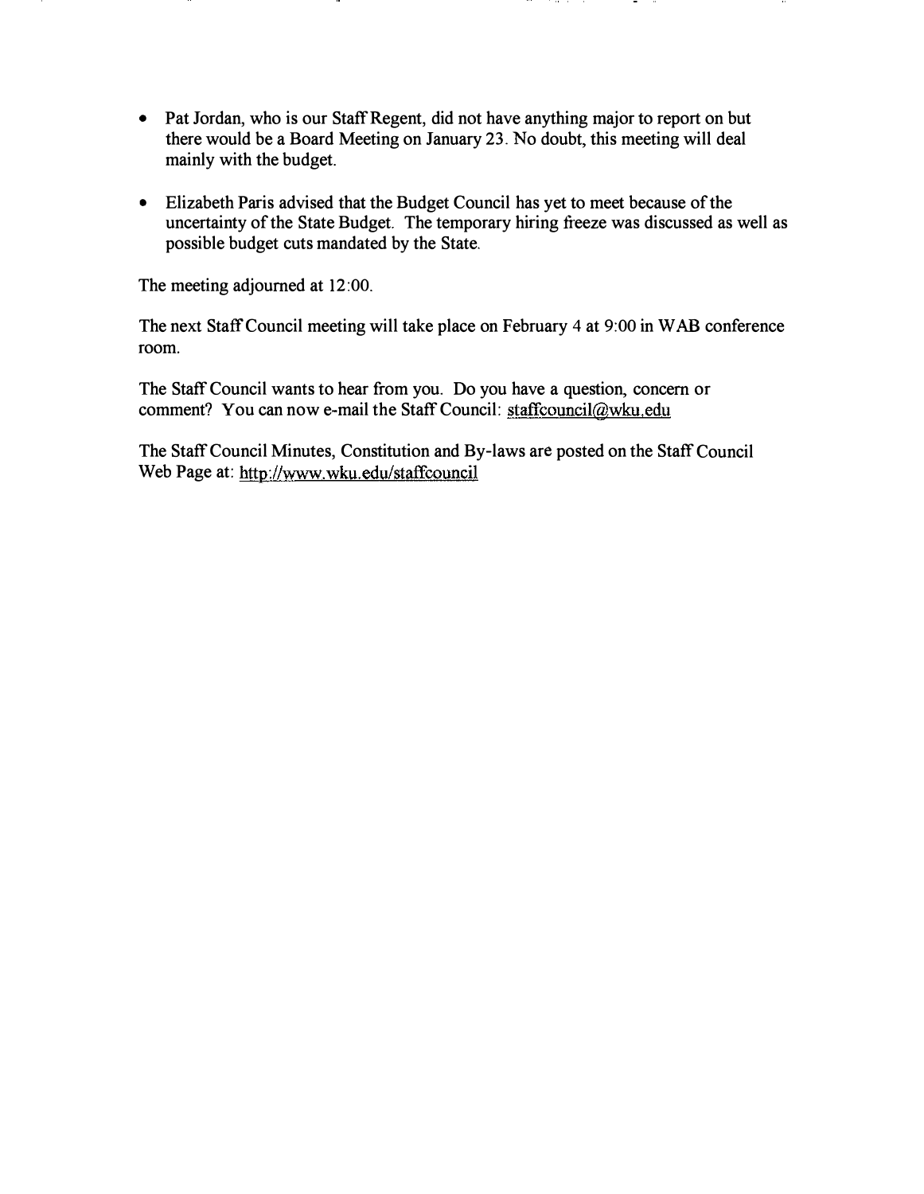- Pat Jordan, who is our Staff Regent, did not have anything major to report on but there would be a Board Meeting on January 23. No doubt, this meeting will deal mainly with the budget.

- Elizabeth Paris advised that the Budget Council has yet to meet because of the uncertainty of the State Budget. The temporary hiring freeze was discussed as well as possible budget cuts mandated by the State.

The meeting adjourned at 12:00.

The next Staff Council meeting will take place on February 4 at 9:00 in WAB conference room.

The Staff Council wants to hear from you. Do you have a question, concern or comment? You can now e-mail the Staff Council: staffcouncil@wku.edu

The Staff Council Minutes, Constitution and By-laws are posted on the Staff Council Web Page at: http://www.wku.edu/staffcouncil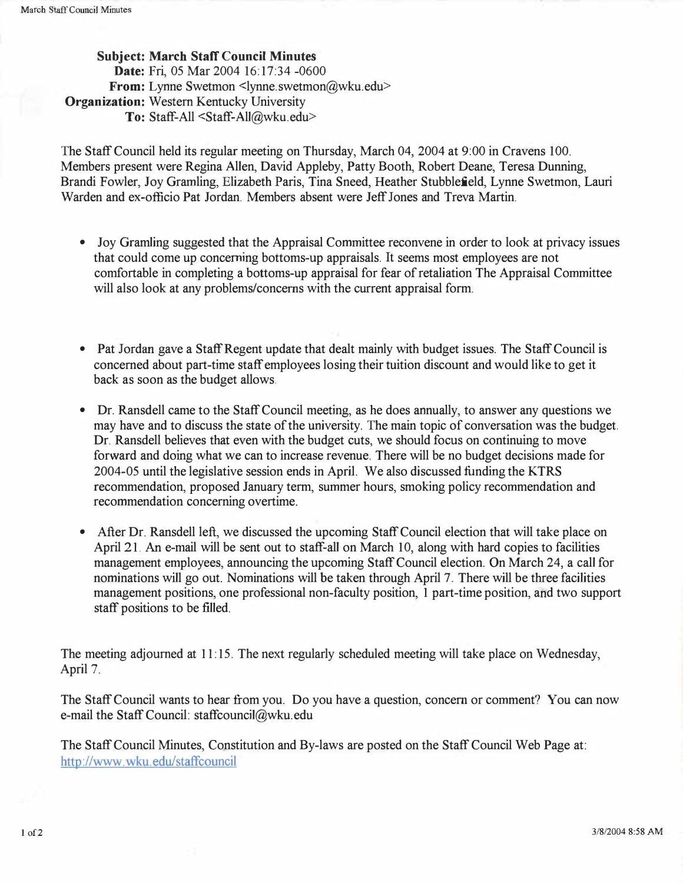**Subject:** March Staff Council Minutes
**Date:** Fri, 05 Mar 2004 16:17:34 -0600
**From:** Lynne Swetmon <lynne.swetmon@wku.edu>
**Organization:** Western Kentucky University
**To:** Staff-All <Staff-All@wku.edu>

The Staff Council held its regular meeting on Thursday, March 04, 2004 at 9:00 in Cravens 100. Members present were Regina Allen, David Appleby, Patty Booth, Robert Deane, Teresa Dunning, Brandi Fowler, Joy Gramling, Elizabeth Paris, Tina Sneed, Heather Stubblefield, Lynne Swetmon, Lauri Warden and ex-officio Pat Jordan. Members absent were Jeff Jones and Treva Martin.

- Joy Gramling suggested that the Appraisal Committee reconvene in order to look at privacy issues that could come up concerning bottoms-up appraisals. It seems most employees are not comfortable in completing a bottoms-up appraisal for fear of retaliation The Appraisal Committee will also look at any problems/concerns with the current appraisal form.

- Pat Jordan gave a Staff Regent update that dealt mainly with budget issues. The Staff Council is concerned about part-time staff employees losing their tuition discount and would like to get it back as soon as the budget allows.

- Dr. Ransdell came to the Staff Council meeting, as he does annually, to answer any questions we may have and to discuss the state of the university. The main topic of conversation was the budget. Dr. Ransdell believes that even with the budget cuts, we should focus on continuing to move forward and doing what we can to increase revenue. There will be no budget decisions made for 2004-05 until the legislative session ends in April. We also discussed funding the KTRS recommendation, proposed January term, summer hours, smoking policy recommendation and recommendation concerning overtime.

- After Dr. Ransdell left, we discussed the upcoming Staff Council election that will take place on April 21. An e-mail will be sent out to staff-all on March 10, along with hard copies to facilities management employees, announcing the upcoming Staff Council election. On March 24, a call for nominations will go out. Nominations will be taken through April 7. There will be three facilities management positions, one professional non-faculty position, 1 part-time position, and two support staff positions to be filled.

The meeting adjourned at 11:15. The next regularly scheduled meeting will take place on Wednesday, April 7.

The Staff Council wants to hear from you. Do you have a question, concern or comment? You can now e-mail the Staff Council: staffcouncil@wku.edu

The Staff Council Minutes, Constitution and By-laws are posted on the Staff Council Web Page at: http://www.wku.edu/staffcouncil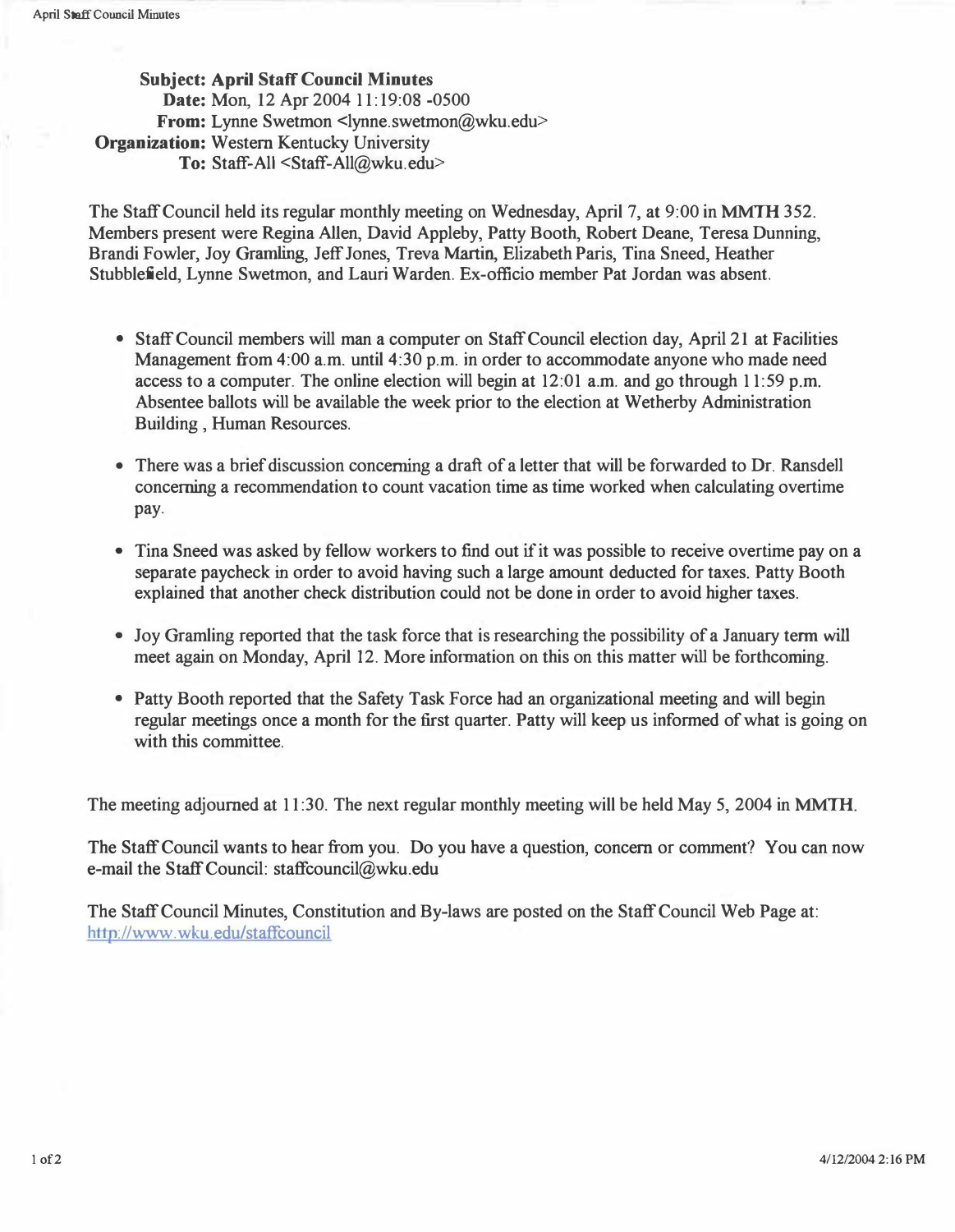**Subject:** **April Staff Council Minutes**
**Date:** Mon, 12 Apr 2004 11:19:08 -0500
**From:** Lynne Swetmon <lynne.swetmon@wku.edu>
**Organization:** Western Kentucky University
**To:** Staff-All <Staff-All@wku.edu>

The Staff Council held its regular monthly meeting on Wednesday, April 7, at 9:00 in **MMTH** 352. Members present were Regina Allen, David Appleby, Patty Booth, Robert Deane, Teresa Dunning, Brandi Fowler, Joy Gramling, Jeff Jones, Treva Martin, Elizabeth Paris, Tina Sneed, Heather Stubblefield, Lynne Swetmon, and Lauri Warden. Ex-officio member Pat Jordan was absent.

- Staff Council members will man a computer on Staff Council election day, April 21 at Facilities Management from 4:00 a.m. until 4:30 p.m. in order to accommodate anyone who made need access to a computer. The online election will begin at 12:01 a.m. and go through 11:59 p.m. Absentee ballots will be available the week prior to the election at Wetherby Administration Building , Human Resources.
- There was a brief discussion concerning a draft of a letter that will be forwarded to Dr. Ransdell concerning a recommendation to count vacation time as time worked when calculating overtime pay.
- Tina Sneed was asked by fellow workers to find out if it was possible to receive overtime pay on a separate paycheck in order to avoid having such a large amount deducted for taxes. Patty Booth explained that another check distribution could not be done in order to avoid higher taxes.
- Joy Gramling reported that the task force that is researching the possibility of a January term will meet again on Monday, April 12. More information on this on this matter will be forthcoming.
- Patty Booth reported that the Safety Task Force had an organizational meeting and will begin regular meetings once a month for the first quarter. Patty will keep us informed of what is going on with this committee.

The meeting adjourned at 11:30. The next regular monthly meeting will be held May 5, 2004 in **MMTH**.

The Staff Council wants to hear from you. Do you have a question, concern or comment? You can now e-mail the Staff Council: staffcouncil@wku.edu

The Staff Council Minutes, Constitution and By-laws are posted on the Staff Council Web Page at: http://www.wku.edu/staffcouncil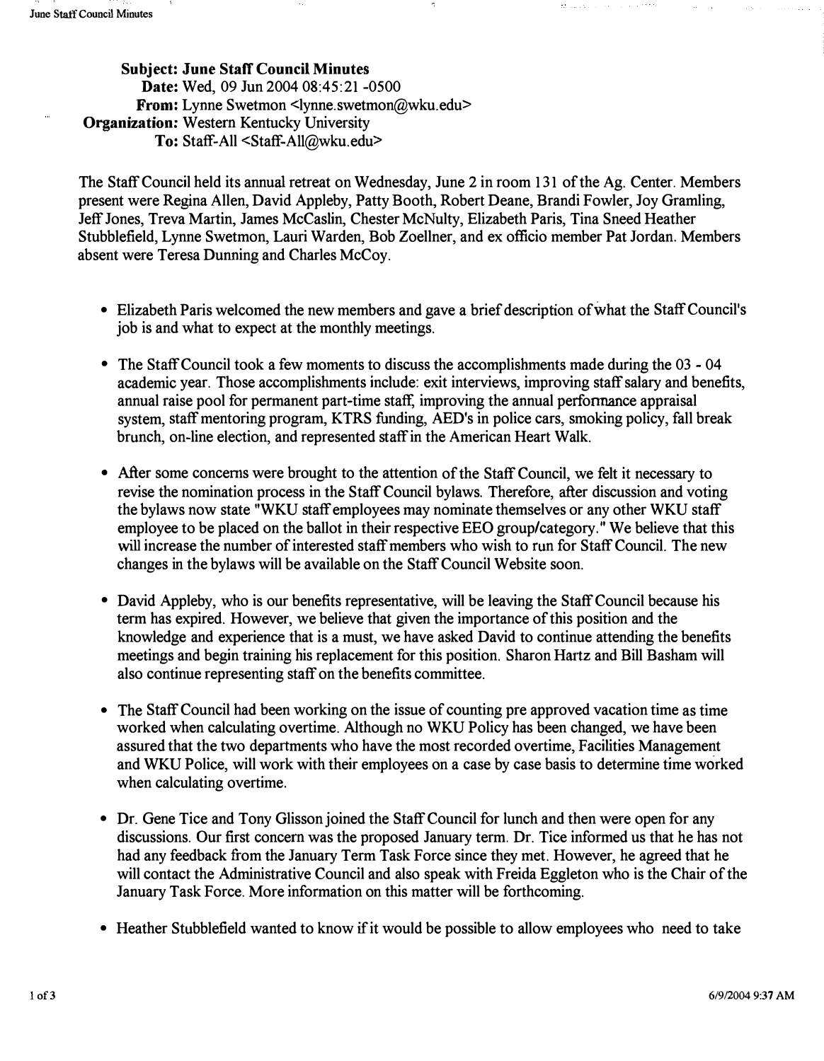**Subject:** June Staff Council Minutes
**Date:** Wed, 09 Jun 2004 08:45:21 -0500
**From:** Lynne Swetmon <lynne.swetmon@wku.edu>
**Organization:** Western Kentucky University
**To:** Staff-All <Staff-All@wku.edu>

The Staff Council held its annual retreat on Wednesday, June 2 in room 131 of the Ag. Center. Members present were Regina Allen, David Appleby, Patty Booth, Robert Deane, Brandi Fowler, Joy Gramling, Jeff Jones, Treva Martin, James McCaslin, Chester McNulty, Elizabeth Paris, Tina Sneed Heather Stubblefield, Lynne Swetmon, Lauri Warden, Bob Zoellner, and ex officio member Pat Jordan. Members absent were Teresa Dunning and Charles McCoy.

- Elizabeth Paris welcomed the new members and gave a brief description of what the Staff Council's job is and what to expect at the monthly meetings.
- The Staff Council took a few moments to discuss the accomplishments made during the 03 - 04 academic year. Those accomplishments include: exit interviews, improving staff salary and benefits, annual raise pool for permanent part-time staff, improving the annual performance appraisal system, staff mentoring program, KTRS funding, AED's in police cars, smoking policy, fall break brunch, on-line election, and represented staff in the American Heart Walk.
- After some concerns were brought to the attention of the Staff Council, we felt it necessary to revise the nomination process in the Staff Council bylaws. Therefore, after discussion and voting the bylaws now state "WKU staff employees may nominate themselves or any other WKU staff employee to be placed on the ballot in their respective EEO group/category." We believe that this will increase the number of interested staff members who wish to run for Staff Council. The new changes in the bylaws will be available on the Staff Council Website soon.
- David Appleby, who is our benefits representative, will be leaving the Staff Council because his term has expired. However, we believe that given the importance of this position and the knowledge and experience that is a must, we have asked David to continue attending the benefits meetings and begin training his replacement for this position. Sharon Hartz and Bill Basham will also continue representing staff on the benefits committee.
- The Staff Council had been working on the issue of counting pre approved vacation time as time worked when calculating overtime. Although no WKU Policy has been changed, we have been assured that the two departments who have the most recorded overtime, Facilities Management and WKU Police, will work with their employees on a case by case basis to determine time worked when calculating overtime.
- Dr. Gene Tice and Tony Glisson joined the Staff Council for lunch and then were open for any discussions. Our first concern was the proposed January term. Dr. Tice informed us that he has not had any feedback from the January Term Task Force since they met. However, he agreed that he will contact the Administrative Council and also speak with Freida Eggleton who is the Chair of the January Task Force. More information on this matter will be forthcoming.
- Heather Stubblefield wanted to know if it would be possible to allow employees who need to take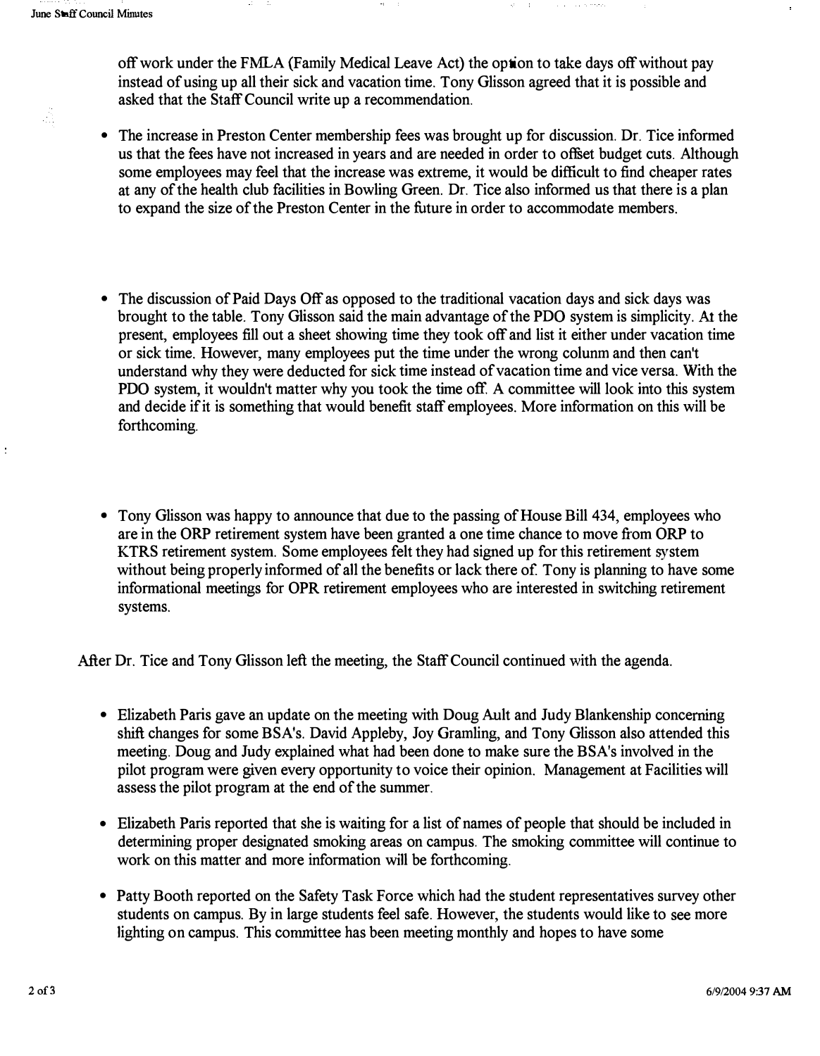off work under the FMLA (Family Medical Leave Act) the option to take days off without pay instead of using up all their sick and vacation time. Tony Glisson agreed that it is possible and asked that the Staff Council write up a recommendation.

- The increase in Preston Center membership fees was brought up for discussion. Dr. Tice informed us that the fees have not increased in years and are needed in order to offset budget cuts. Although some employees may feel that the increase was extreme, it would be difficult to find cheaper rates at any of the health club facilities in Bowling Green. Dr. Tice also informed us that there is a plan to expand the size of the Preston Center in the future in order to accommodate members.

- The discussion of Paid Days Off as opposed to the traditional vacation days and sick days was brought to the table. Tony Glisson said the main advantage of the PDO system is simplicity. At the present, employees fill out a sheet showing time they took off and list it either under vacation time or sick time. However, many employees put the time under the wrong colunm and then can't understand why they were deducted for sick time instead of vacation time and vice versa. With the PDO system, it wouldn't matter why you took the time off. A committee will look into this system and decide if it is something that would benefit staff employees. More information on this will be forthcoming.

- Tony Glisson was happy to announce that due to the passing of House Bill 434, employees who are in the ORP retirement system have been granted a one time chance to move from ORP to KTRS retirement system. Some employees felt they had signed up for this retirement system without being properly informed of all the benefits or lack there of. Tony is planning to have some informational meetings for OPR retirement employees who are interested in switching retirement systems.

After Dr. Tice and Tony Glisson left the meeting, the Staff Council continued with the agenda.

- Elizabeth Paris gave an update on the meeting with Doug Ault and Judy Blankenship concerning shift changes for some BSA's. David Appleby, Joy Gramling, and Tony Glisson also attended this meeting. Doug and Judy explained what had been done to make sure the BSA's involved in the pilot program were given every opportunity to voice their opinion. Management at Facilities will assess the pilot program at the end of the summer.

- Elizabeth Paris reported that she is waiting for a list of names of people that should be included in determining proper designated smoking areas on campus. The smoking committee will continue to work on this matter and more information will be forthcoming.

- Patty Booth reported on the Safety Task Force which had the student representatives survey other students on campus. By in large students feel safe. However, the students would like to see more lighting on campus. This committee has been meeting monthly and hopes to have some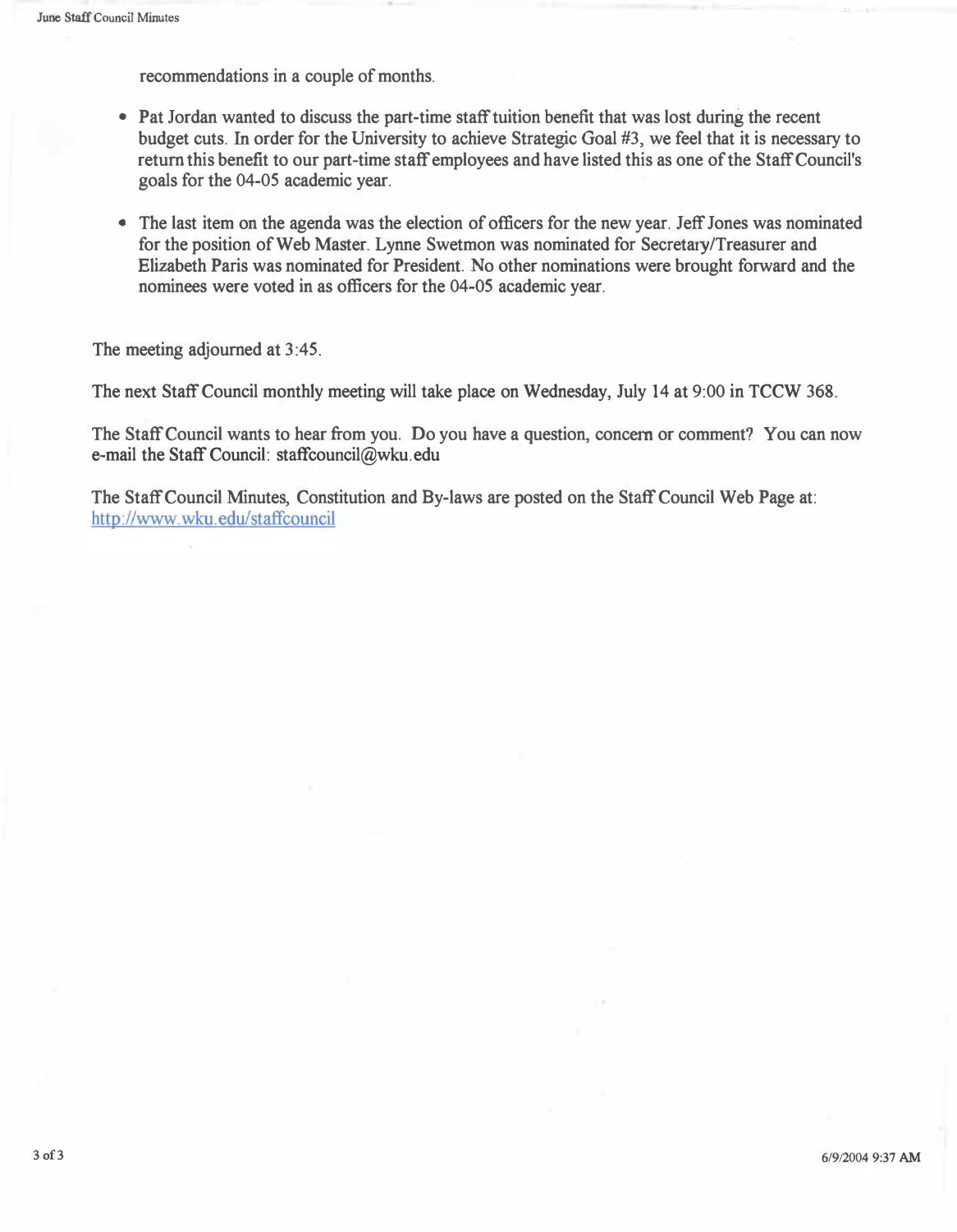recommendations in a couple of months.

- Pat Jordan wanted to discuss the part-time staff tuition benefit that was lost during the recent budget cuts. In order for the University to achieve Strategic Goal #3, we feel that it is necessary to return this benefit to our part-time staff employees and have listed this as one of the Staff Council's goals for the 04-05 academic year.

- The last item on the agenda was the election of officers for the new year. Jeff Jones was nominated for the position of Web Master. Lynne Swetmon was nominated for Secretary/Treasurer and Elizabeth Paris was nominated for President. No other nominations were brought forward and the nominees were voted in as officers for the 04-05 academic year.

The meeting adjourned at 3:45.

The next Staff Council monthly meeting will take place on Wednesday, July 14 at 9:00 in TCCW 368.

The Staff Council wants to hear from you. Do you have a question, concern or comment? You can now e-mail the Staff Council: staffcouncil@wku.edu

The Staff Council Minutes, Constitution and By-laws are posted on the Staff Council Web Page at: http://www.wku.edu/staffcouncil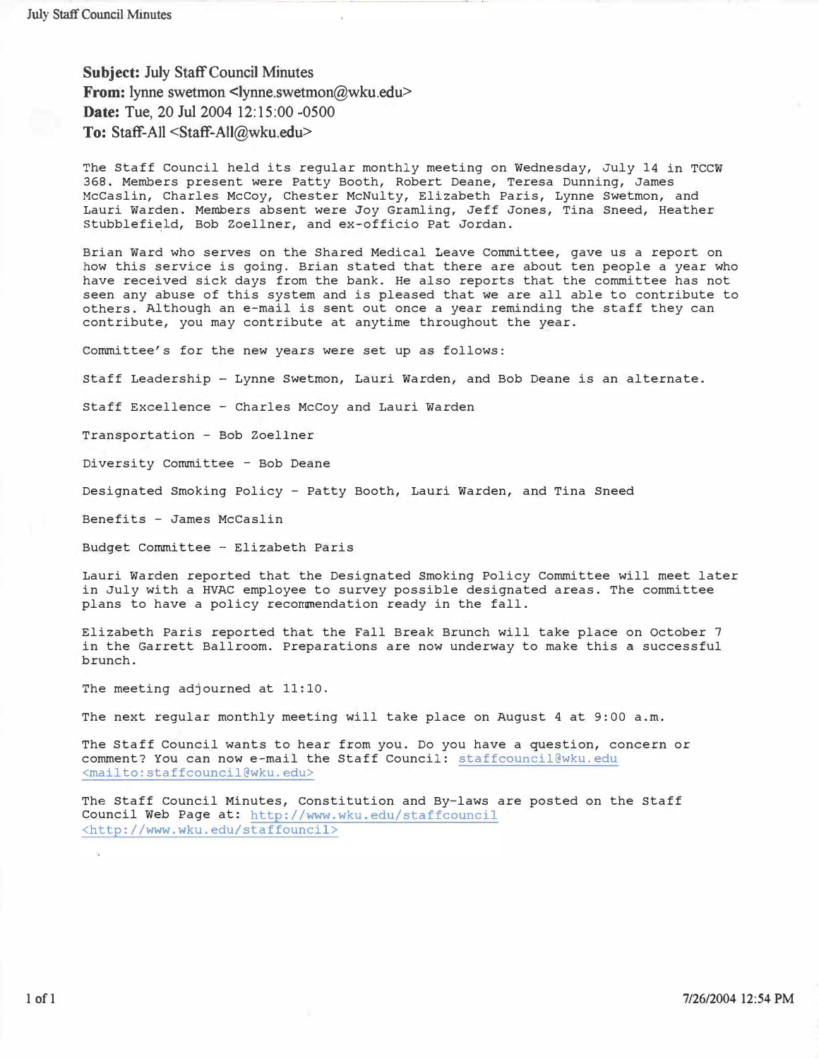**Subject:** July Staff Council Minutes
**From:** lynne swetmon <lynne.swetmon@wku.edu>
**Date:** Tue, 20 Jul 2004 12:15:00 -0500
**To:** Staff-All <Staff-All@wku.edu>

The Staff Council held its regular monthly meeting on Wednesday, July 14 in TCCW 368. Members present were Patty Booth, Robert Deane, Teresa Dunning, James McCaslin, Charles McCoy, Chester McNulty, Elizabeth Paris, Lynne Swetmon, and Lauri Warden. Members absent were Joy Gramling, Jeff Jones, Tina Sneed, Heather Stubblefield, Bob Zoellner, and ex-officio Pat Jordan.

Brian Ward who serves on the Shared Medical Leave Committee, gave us a report on how this service is going. Brian stated that there are about ten people a year who have received sick days from the bank. He also reports that the committee has not seen any abuse of this system and is pleased that we are all able to contribute to others. Although an e-mail is sent out once a year reminding the staff they can contribute, you may contribute at anytime throughout the year.

Committee's for the new years were set up as follows:

Staff Leadership – Lynne Swetmon, Lauri Warden, and Bob Deane is an alternate.

Staff Excellence – Charles McCoy and Lauri Warden

Transportation – Bob Zoellner

Diversity Committee – Bob Deane

Designated Smoking Policy – Patty Booth, Lauri Warden, and Tina Sneed

Benefits – James McCaslin

Budget Committee – Elizabeth Paris

Lauri Warden reported that the Designated Smoking Policy Committee will meet later in July with a HVAC employee to survey possible designated areas. The committee plans to have a policy recommendation ready in the fall.

Elizabeth Paris reported that the Fall Break Brunch will take place on October 7 in the Garrett Ballroom. Preparations are now underway to make this a successful brunch.

The meeting adjourned at 11:10.

The next regular monthly meeting will take place on August 4 at 9:00 a.m.

The Staff Council wants to hear from you. Do you have a question, concern or comment? You can now e-mail the Staff Council: staffcouncil@wku.edu <mailto:staffcouncil@wku.edu>

The Staff Council Minutes, Constitution and By-laws are posted on the Staff Council Web Page at: http://www.wku.edu/staffcouncil <http://www.wku.edu/staffouncil>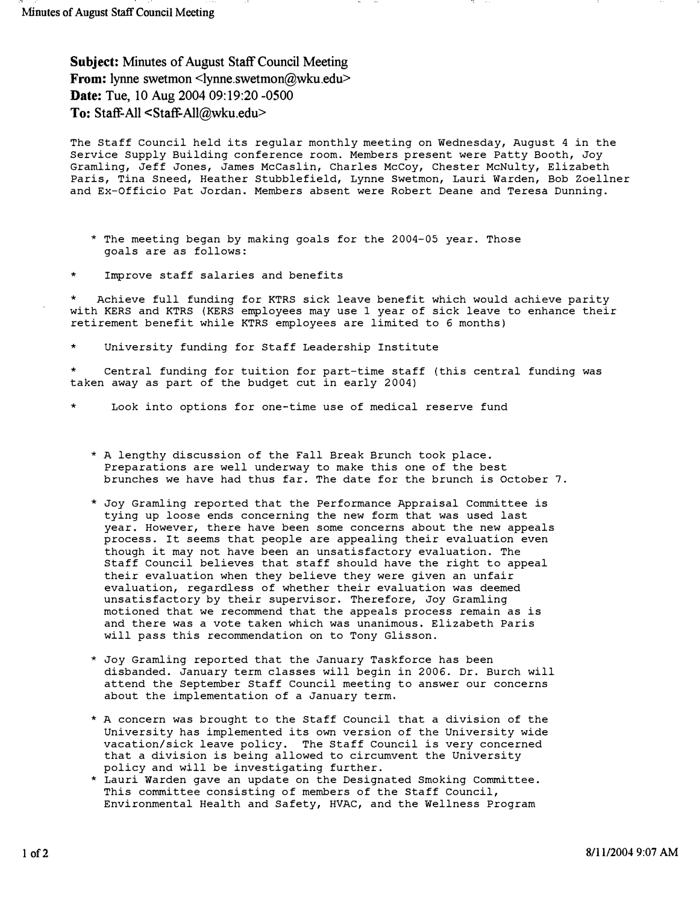**Subject:** Minutes of August Staff Council Meeting
**From:** lynne swetmon <lynne.swetmon@wku.edu>
**Date:** Tue, 10 Aug 2004 09:19:20 -0500
**To:** Staff-All <Staff-All@wku.edu>

The Staff Council held its regular monthly meeting on Wednesday, August 4 in the Service Supply Building conference room. Members present were Patty Booth, Joy Gramling, Jeff Jones, James McCaslin, Charles McCoy, Chester McNulty, Elizabeth Paris, Tina Sneed, Heather Stubblefield, Lynne Swetmon, Lauri Warden, Bob Zoellner and Ex-Officio Pat Jordan. Members absent were Robert Deane and Teresa Dunning.

* The meeting began by making goals for the 2004-05 year. Those goals are as follows:

* Improve staff salaries and benefits

* Achieve full funding for KTRS sick leave benefit which would achieve parity with KERS and KTRS (KERS employees may use 1 year of sick leave to enhance their retirement benefit while KTRS employees are limited to 6 months)

* University funding for Staff Leadership Institute

* Central funding for tuition for part-time staff (this central funding was taken away as part of the budget cut in early 2004)

* Look into options for one-time use of medical reserve fund

* A lengthy discussion of the Fall Break Brunch took place. Preparations are well underway to make this one of the best brunches we have had thus far. The date for the brunch is October 7.

* Joy Gramling reported that the Performance Appraisal Committee is tying up loose ends concerning the new form that was used last year. However, there have been some concerns about the new appeals process. It seems that people are appealing their evaluation even though it may not have been an unsatisfactory evaluation. The Staff Council believes that staff should have the right to appeal their evaluation when they believe they were given an unfair evaluation, regardless of whether their evaluation was deemed unsatisfactory by their supervisor. Therefore, Joy Gramling motioned that we recommend that the appeals process remain as is and there was a vote taken which was unanimous. Elizabeth Paris will pass this recommendation on to Tony Glisson.

* Joy Gramling reported that the January Taskforce has been disbanded. January term classes will begin in 2006. Dr. Burch will attend the September Staff Council meeting to answer our concerns about the implementation of a January term.

* A concern was brought to the Staff Council that a division of the University has implemented its own version of the University wide vacation/sick leave policy. The Staff Council is very concerned that a division is being allowed to circumvent the University policy and will be investigating further.
* Lauri Warden gave an update on the Designated Smoking Committee. This committee consisting of members of the Staff Council, Environmental Health and Safety, HVAC, and the Wellness Program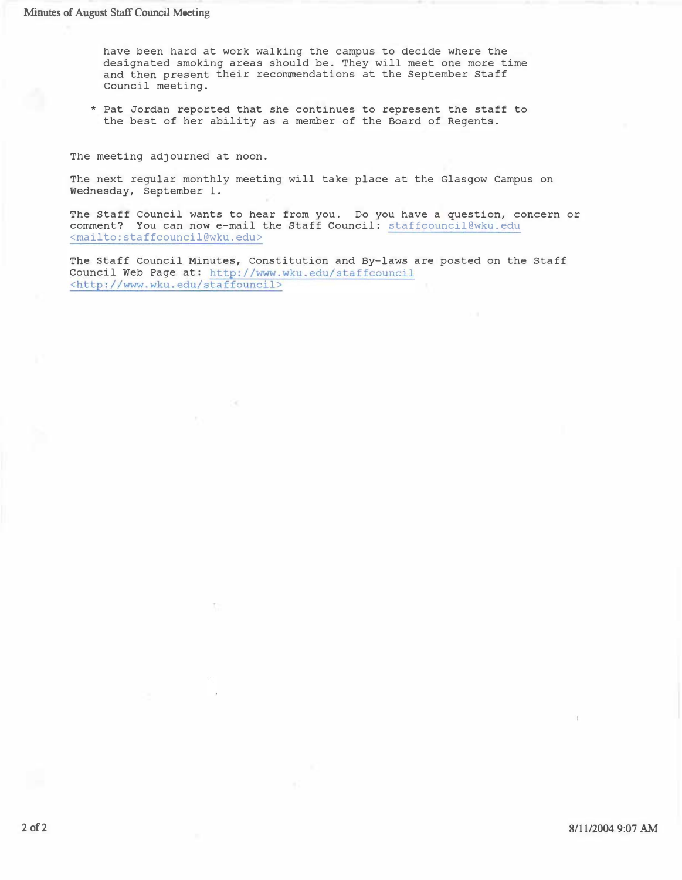have been hard at work walking the campus to decide where the designated smoking areas should be. They will meet one more time and then present their recommendations at the September Staff Council meeting.

* Pat Jordan reported that she continues to represent the staff to the best of her ability as a member of the Board of Regents.

The meeting adjourned at noon.

The next regular monthly meeting will take place at the Glasgow Campus on Wednesday, September 1.

The Staff Council wants to hear from you. Do you have a question, concern or comment? You can now e-mail the Staff Council: staffcouncil@wku.edu <mailto:staffcouncil@wku.edu>

The Staff Council Minutes, Constitution and By-laws are posted on the Staff Council Web Page at: http://www.wku.edu/staffcouncil <http://www.wku.edu/staffouncil>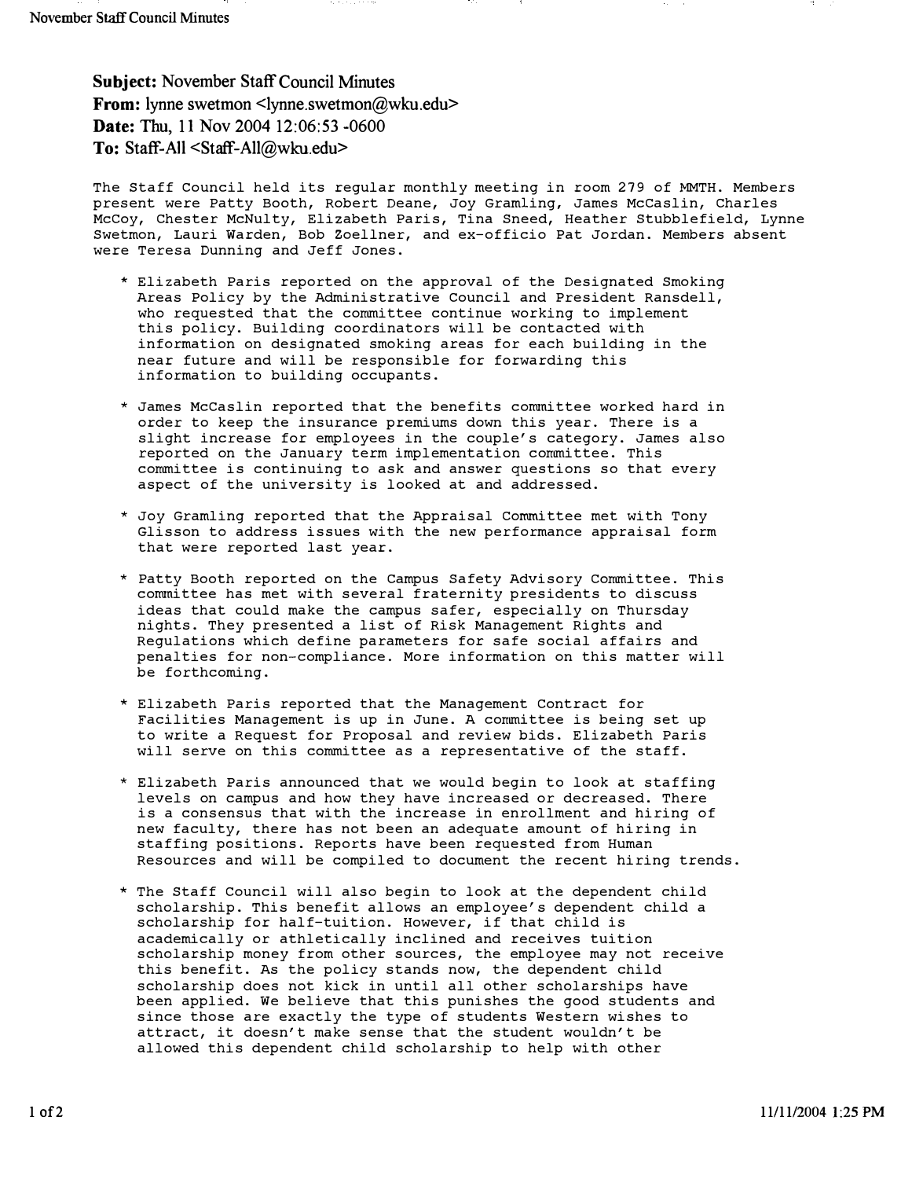**Subject:** November Staff Council Minutes
**From:** lynne swetmon <lynne.swetmon@wku.edu>
**Date:** Thu, 11 Nov 2004 12:06:53 -0600
**To:** Staff-All <Staff-All@wku.edu>

The Staff Council held its regular monthly meeting in room 279 of MMTH. Members present were Patty Booth, Robert Deane, Joy Gramling, James McCaslin, Charles McCoy, Chester McNulty, Elizabeth Paris, Tina Sneed, Heather Stubblefield, Lynne Swetmon, Lauri Warden, Bob Zoellner, and ex-officio Pat Jordan. Members absent were Teresa Dunning and Jeff Jones.

* Elizabeth Paris reported on the approval of the Designated Smoking Areas Policy by the Administrative Council and President Ransdell, who requested that the committee continue working to implement this policy. Building coordinators will be contacted with information on designated smoking areas for each building in the near future and will be responsible for forwarding this information to building occupants.

* James McCaslin reported that the benefits committee worked hard in order to keep the insurance premiums down this year. There is a slight increase for employees in the couple's category. James also reported on the January term implementation committee. This committee is continuing to ask and answer questions so that every aspect of the university is looked at and addressed.

* Joy Gramling reported that the Appraisal Committee met with Tony Glisson to address issues with the new performance appraisal form that were reported last year.

* Patty Booth reported on the Campus Safety Advisory Committee. This committee has met with several fraternity presidents to discuss ideas that could make the campus safer, especially on Thursday nights. They presented a list of Risk Management Rights and Regulations which define parameters for safe social affairs and penalties for non-compliance. More information on this matter will be forthcoming.

* Elizabeth Paris reported that the Management Contract for Facilities Management is up in June. A committee is being set up to write a Request for Proposal and review bids. Elizabeth Paris will serve on this committee as a representative of the staff.

* Elizabeth Paris announced that we would begin to look at staffing levels on campus and how they have increased or decreased. There is a consensus that with the increase in enrollment and hiring of new faculty, there has not been an adequate amount of hiring in staffing positions. Reports have been requested from Human Resources and will be compiled to document the recent hiring trends.

* The Staff Council will also begin to look at the dependent child scholarship. This benefit allows an employee's dependent child a scholarship for half-tuition. However, if that child is academically or athletically inclined and receives tuition scholarship money from other sources, the employee may not receive this benefit. As the policy stands now, the dependent child scholarship does not kick in until all other scholarships have been applied. We believe that this punishes the good students and since those are exactly the type of students Western wishes to attract, it doesn't make sense that the student wouldn't be allowed this dependent child scholarship to help with other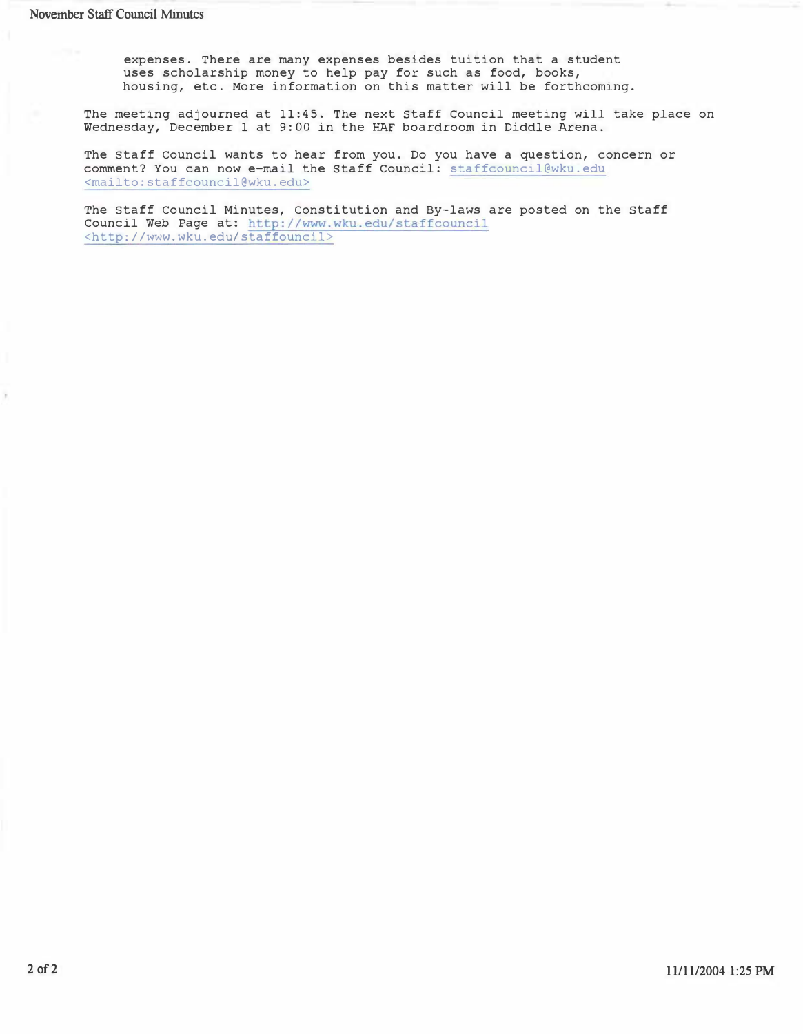expenses. There are many expenses besides tuition that a student uses scholarship money to help pay for such as food, books, housing, etc. More information on this matter will be forthcoming.

The meeting adjourned at 11:45. The next Staff Council meeting will take place on Wednesday, December 1 at 9:00 in the HAF boardroom in Diddle Arena.

The Staff Council wants to hear from you. Do you have a question, concern or comment? You can now e-mail the Staff Council: staffcouncil@wku.edu <mailto:staffcouncil@wku.edu>

The Staff Council Minutes, Constitution and By-laws are posted on the Staff Council Web Page at: http://www.wku.edu/staffcouncil <http://www.wku.edu/staffouncil>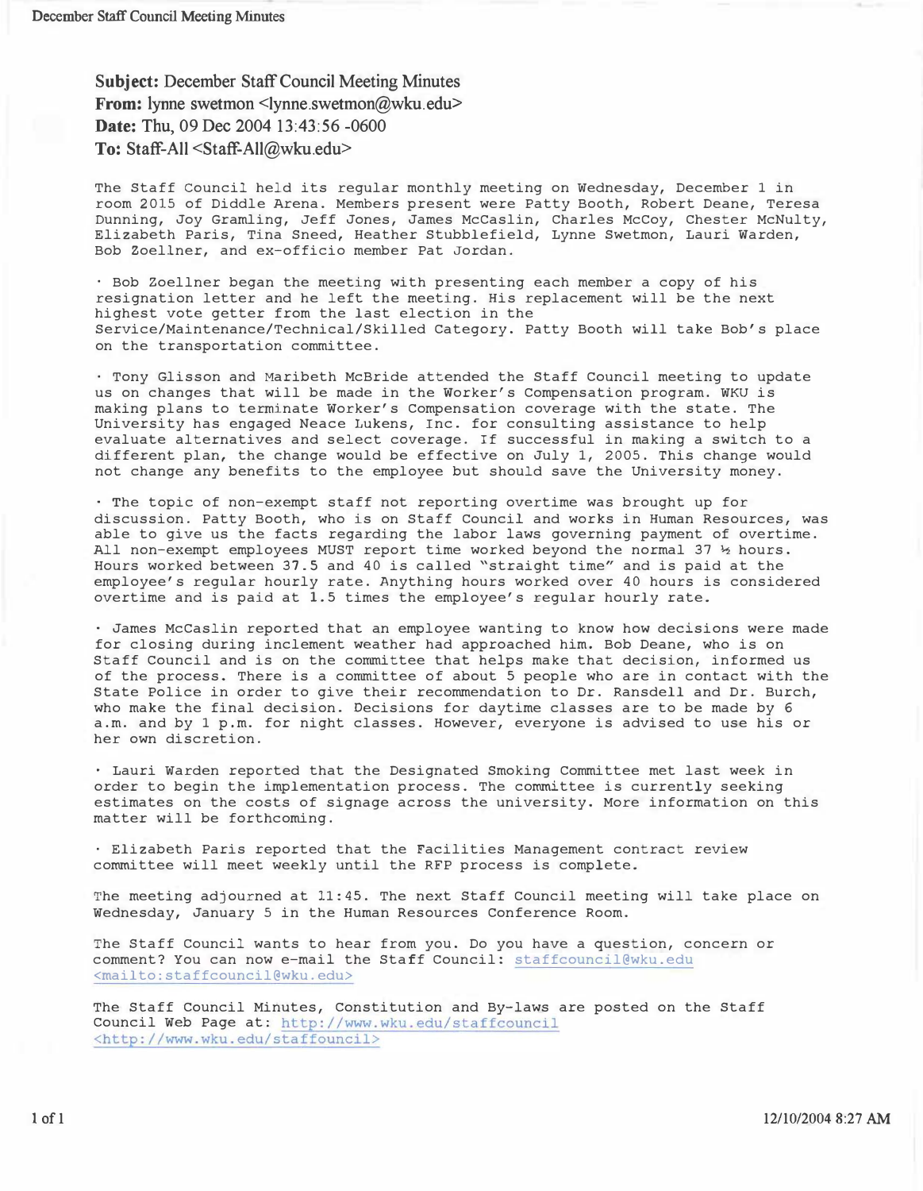**Subject:** December Staff Council Meeting Minutes
**From:** lynne swetmon <lynne.swetmon@wku.edu>
**Date:** Thu, 09 Dec 2004 13:43:56 -0600
**To:** Staff-All <Staff-All@wku.edu>

The Staff Council held its regular monthly meeting on Wednesday, December 1 in room 2015 of Diddle Arena. Members present were Patty Booth, Robert Deane, Teresa Dunning, Joy Gramling, Jeff Jones, James McCaslin, Charles McCoy, Chester McNulty, Elizabeth Paris, Tina Sneed, Heather Stubblefield, Lynne Swetmon, Lauri Warden, Bob Zoellner, and ex-officio member Pat Jordan.

- Bob Zoellner began the meeting with presenting each member a copy of his resignation letter and he left the meeting. His replacement will be the next highest vote getter from the last election in the Service/Maintenance/Technical/Skilled Category. Patty Booth will take Bob's place on the transportation committee.

- Tony Glisson and Maribeth McBride attended the Staff Council meeting to update us on changes that will be made in the Worker's Compensation program. WKU is making plans to terminate Worker's Compensation coverage with the state. The University has engaged Neace Lukens, Inc. for consulting assistance to help evaluate alternatives and select coverage. If successful in making a switch to a different plan, the change would be effective on July 1, 2005. This change would not change any benefits to the employee but should save the University money.

- The topic of non-exempt staff not reporting overtime was brought up for discussion. Patty Booth, who is on Staff Council and works in Human Resources, was able to give us the facts regarding the labor laws governing payment of overtime. All non-exempt employees MUST report time worked beyond the normal 37 ½ hours. Hours worked between 37.5 and 40 is called "straight time" and is paid at the employee's regular hourly rate. Anything hours worked over 40 hours is considered overtime and is paid at 1.5 times the employee's regular hourly rate.

- James McCaslin reported that an employee wanting to know how decisions were made for closing during inclement weather had approached him. Bob Deane, who is on Staff Council and is on the committee that helps make that decision, informed us of the process. There is a committee of about 5 people who are in contact with the State Police in order to give their recommendation to Dr. Ransdell and Dr. Burch, who make the final decision. Decisions for daytime classes are to be made by 6 a.m. and by 1 p.m. for night classes. However, everyone is advised to use his or her own discretion.

- Lauri Warden reported that the Designated Smoking Committee met last week in order to begin the implementation process. The committee is currently seeking estimates on the costs of signage across the university. More information on this matter will be forthcoming.

- Elizabeth Paris reported that the Facilities Management contract review committee will meet weekly until the RFP process is complete.

The meeting adjourned at 11:45. The next Staff Council meeting will take place on Wednesday, January 5 in the Human Resources Conference Room.

The Staff Council wants to hear from you. Do you have a question, concern or comment? You can now e-mail the Staff Council: staffcouncil@wku.edu <mailto:staffcouncil@wku.edu>

The Staff Council Minutes, Constitution and By-laws are posted on the Staff Council Web Page at: http://www.wku.edu/staffcouncil <http://www.wku.edu/staffouncil>